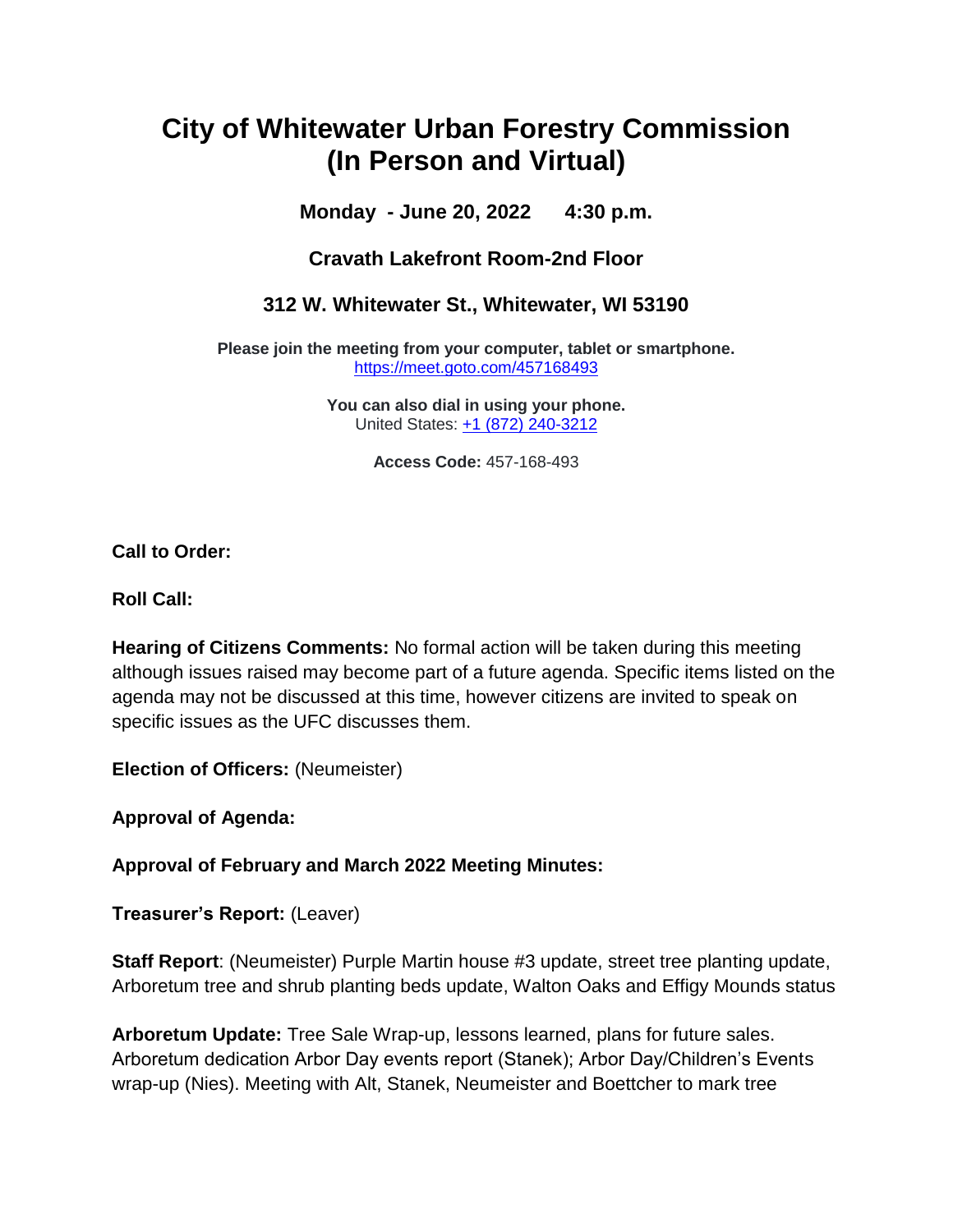# City of Whitewater Urban Forestry Commission (In Person and Virtual)

**Monday - June 20, 2022 4:30 p.m.**

**Cravath Lakefront Room-2nd Floor**

**312 W. Whitewater St., Whitewater, WI 53190**

**Please join the meeting from your computer, tablet or smartphone.**
https://meet.goto.com/457168493

**You can also dial in using your phone.**
United States: +1 (872) 240-3212

**Access Code:** 457-168-493

**Call to Order:**

**Roll Call:**

**Hearing of Citizens Comments:** No formal action will be taken during this meeting although issues raised may become part of a future agenda. Specific items listed on the agenda may not be discussed at this time, however citizens are invited to speak on specific issues as the UFC discusses them.

**Election of Officers:** (Neumeister)

**Approval of Agenda:**

**Approval of February and March 2022 Meeting Minutes:**

**Treasurer's Report:** (Leaver)

**Staff Report**: (Neumeister) Purple Martin house #3 update, street tree planting update, Arboretum tree and shrub planting beds update, Walton Oaks and Effigy Mounds status

**Arboretum Update:** Tree Sale Wrap-up, lessons learned, plans for future sales. Arboretum dedication Arbor Day events report (Stanek); Arbor Day/Children's Events wrap-up (Nies). Meeting with Alt, Stanek, Neumeister and Boettcher to mark tree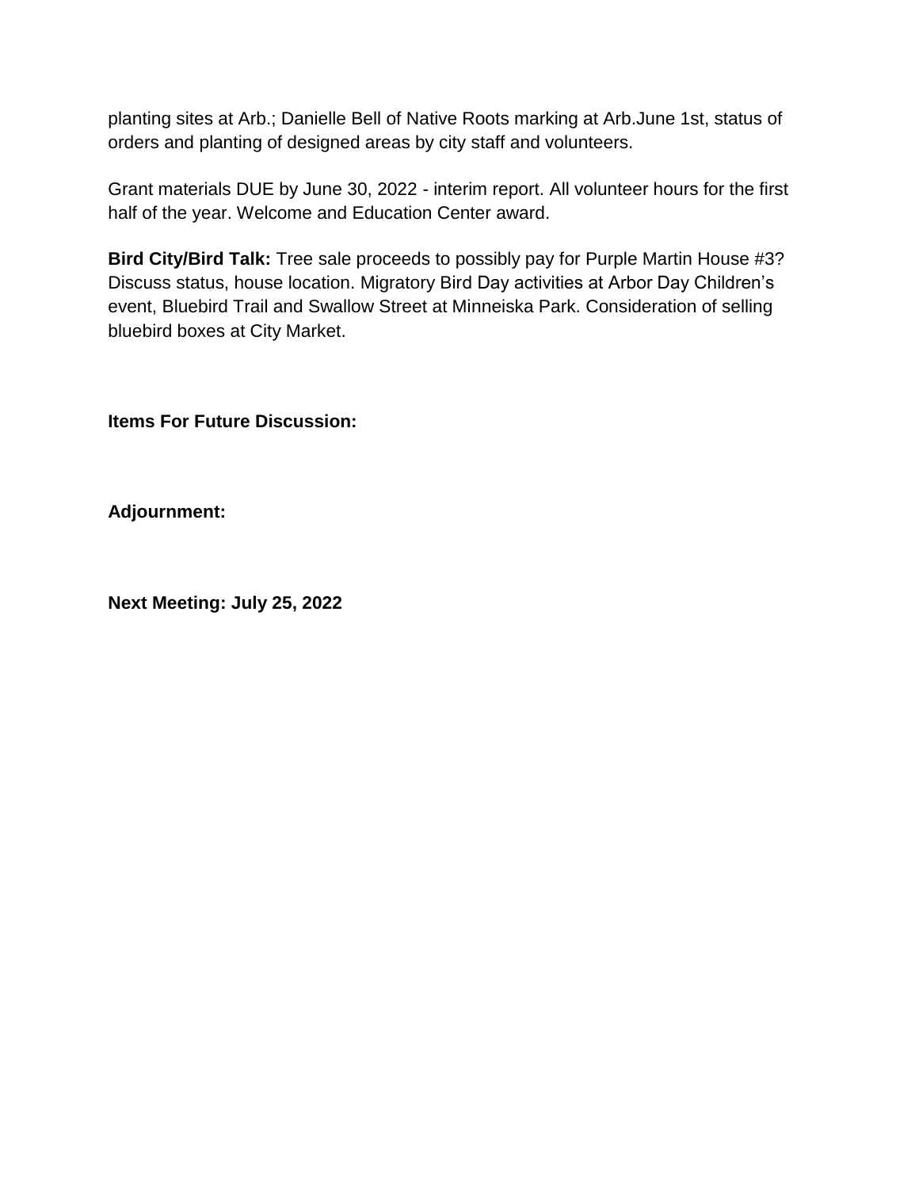planting sites at Arb.; Danielle Bell of Native Roots marking at Arb.June 1st, status of orders and planting of designed areas by city staff and volunteers.

Grant materials DUE by June 30, 2022 - interim report. All volunteer hours for the first half of the year. Welcome and Education Center award.

**Bird City/Bird Talk:** Tree sale proceeds to possibly pay for Purple Martin House #3? Discuss status, house location. Migratory Bird Day activities at Arbor Day Children's event, Bluebird Trail and Swallow Street at Minneiska Park. Consideration of selling bluebird boxes at City Market.

**Items For Future Discussion:**

**Adjournment:**

**Next Meeting: July 25, 2022**